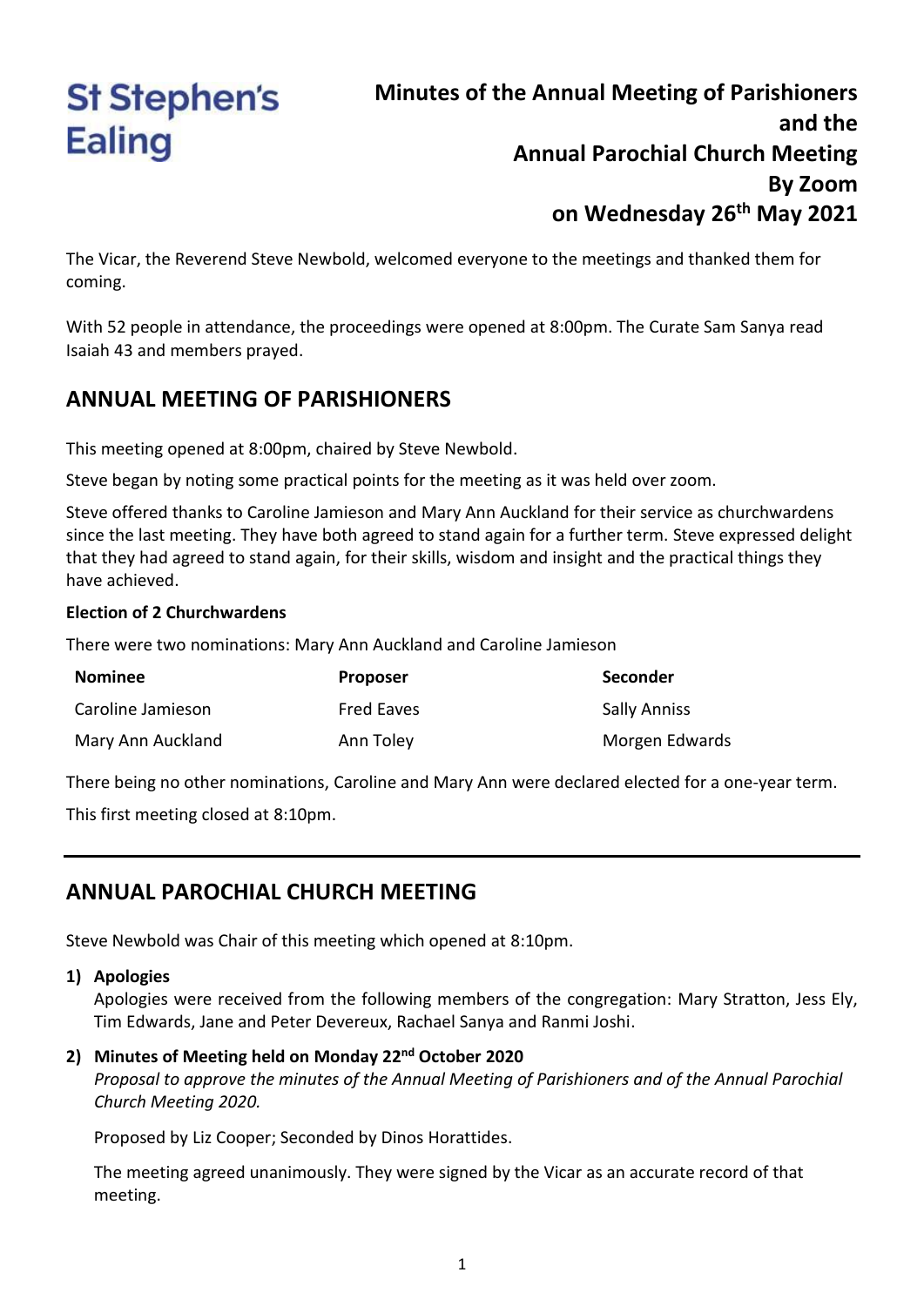St Stephen's Ealing

# Minutes of the Annual Meeting of Parishioners and the Annual Parochial Church Meeting By Zoom on Wednesday 26th May 2021

The Vicar, the Reverend Steve Newbold, welcomed everyone to the meetings and thanked them for coming.

With 52 people in attendance, the proceedings were opened at 8:00pm. The Curate Sam Sanya read Isaiah 43 and members prayed.

## ANNUAL MEETING OF PARISHIONERS

This meeting opened at 8:00pm, chaired by Steve Newbold.

Steve began by noting some practical points for the meeting as it was held over zoom.

Steve offered thanks to Caroline Jamieson and Mary Ann Auckland for their service as churchwardens since the last meeting. They have both agreed to stand again for a further term. Steve expressed delight that they had agreed to stand again, for their skills, wisdom and insight and the practical things they have achieved.

**Election of 2 Churchwardens**

There were two nominations: Mary Ann Auckland and Caroline Jamieson

| Nominee | Proposer | Seconder |
|---|---|---|
| Caroline Jamieson | Fred Eaves | Sally Anniss |
| Mary Ann Auckland | Ann Toley | Morgen Edwards |

There being no other nominations, Caroline and Mary Ann were declared elected for a one-year term.

This first meeting closed at 8:10pm.

---

## ANNUAL PAROCHIAL CHURCH MEETING

Steve Newbold was Chair of this meeting which opened at 8:10pm.

1) **Apologies**
   Apologies were received from the following members of the congregation: Mary Stratton, Jess Ely, Tim Edwards, Jane and Peter Devereux, Rachael Sanya and Ranmi Joshi.

2) **Minutes of Meeting held on Monday 22nd October 2020**
   *Proposal to approve the minutes of the Annual Meeting of Parishioners and of the Annual Parochial Church Meeting 2020.*

   Proposed by Liz Cooper; Seconded by Dinos Horattides.

   The meeting agreed unanimously. They were signed by the Vicar as an accurate record of that meeting.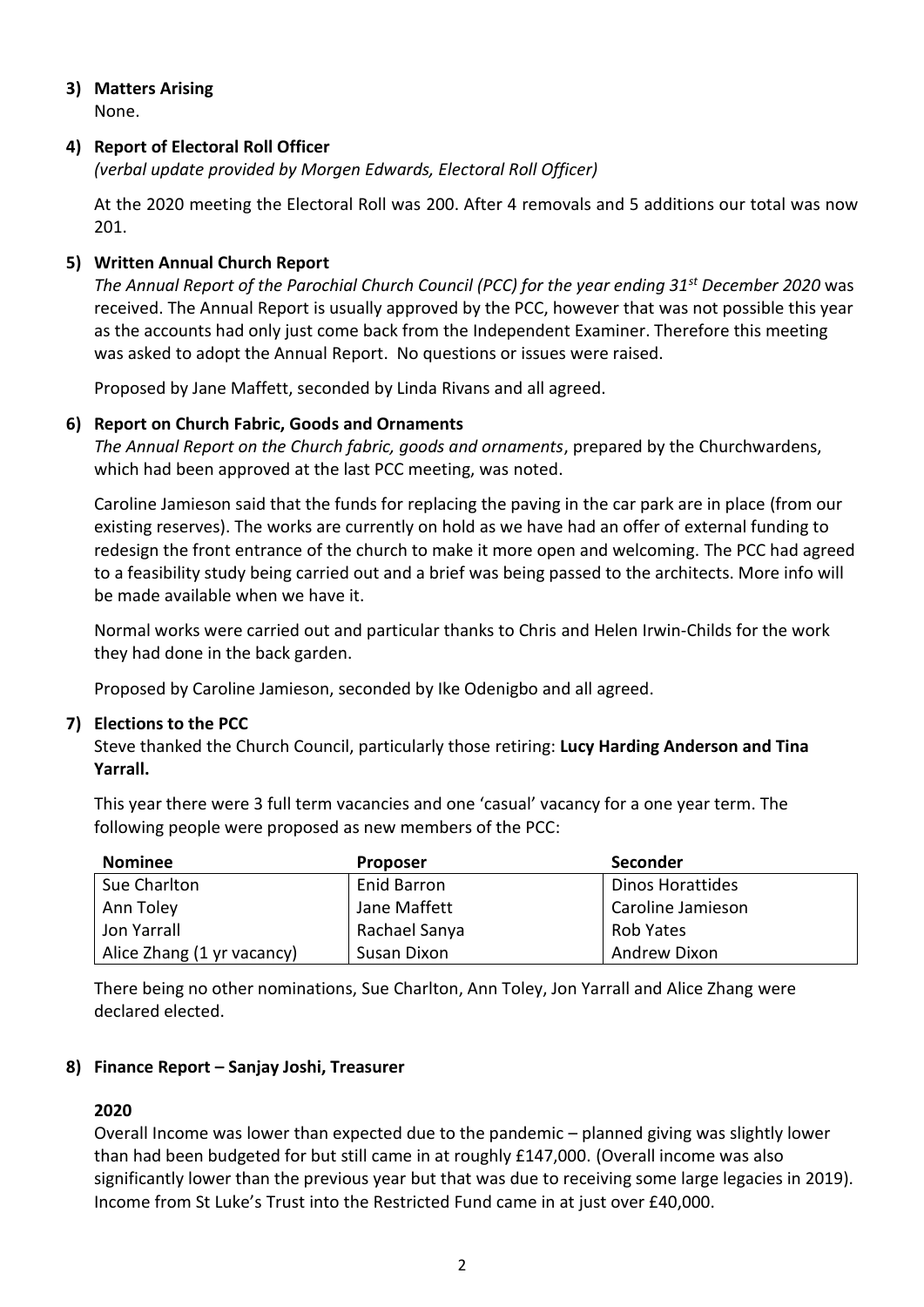**3) Matters Arising**

None.

**4) Report of Electoral Roll Officer**

*(verbal update provided by Morgen Edwards, Electoral Roll Officer)*

At the 2020 meeting the Electoral Roll was 200. After 4 removals and 5 additions our total was now 201.

**5) Written Annual Church Report**

*The Annual Report of the Parochial Church Council (PCC) for the year ending 31st December 2020* was received. The Annual Report is usually approved by the PCC, however that was not possible this year as the accounts had only just come back from the Independent Examiner. Therefore this meeting was asked to adopt the Annual Report. No questions or issues were raised.

Proposed by Jane Maffett, seconded by Linda Rivans and all agreed.

**6) Report on Church Fabric, Goods and Ornaments**

*The Annual Report on the Church fabric, goods and ornaments*, prepared by the Churchwardens, which had been approved at the last PCC meeting, was noted.

Caroline Jamieson said that the funds for replacing the paving in the car park are in place (from our existing reserves). The works are currently on hold as we have had an offer of external funding to redesign the front entrance of the church to make it more open and welcoming. The PCC had agreed to a feasibility study being carried out and a brief was being passed to the architects. More info will be made available when we have it.

Normal works were carried out and particular thanks to Chris and Helen Irwin-Childs for the work they had done in the back garden.

Proposed by Caroline Jamieson, seconded by Ike Odenigbo and all agreed.

**7) Elections to the PCC**

Steve thanked the Church Council, particularly those retiring: **Lucy Harding Anderson and Tina Yarrall.**

This year there were 3 full term vacancies and one 'casual' vacancy for a one year term. The following people were proposed as new members of the PCC:

| Nominee | Proposer | Seconder |
|---|---|---|
| Sue Charlton | Enid Barron | Dinos Horattides |
| Ann Toley | Jane Maffett | Caroline Jamieson |
| Jon Yarrall | Rachael Sanya | Rob Yates |
| Alice Zhang (1 yr vacancy) | Susan Dixon | Andrew Dixon |

There being no other nominations, Sue Charlton, Ann Toley, Jon Yarrall and Alice Zhang were declared elected.

**8) Finance Report – Sanjay Joshi, Treasurer**

**2020**

Overall Income was lower than expected due to the pandemic – planned giving was slightly lower than had been budgeted for but still came in at roughly £147,000. (Overall income was also significantly lower than the previous year but that was due to receiving some large legacies in 2019). Income from St Luke's Trust into the Restricted Fund came in at just over £40,000.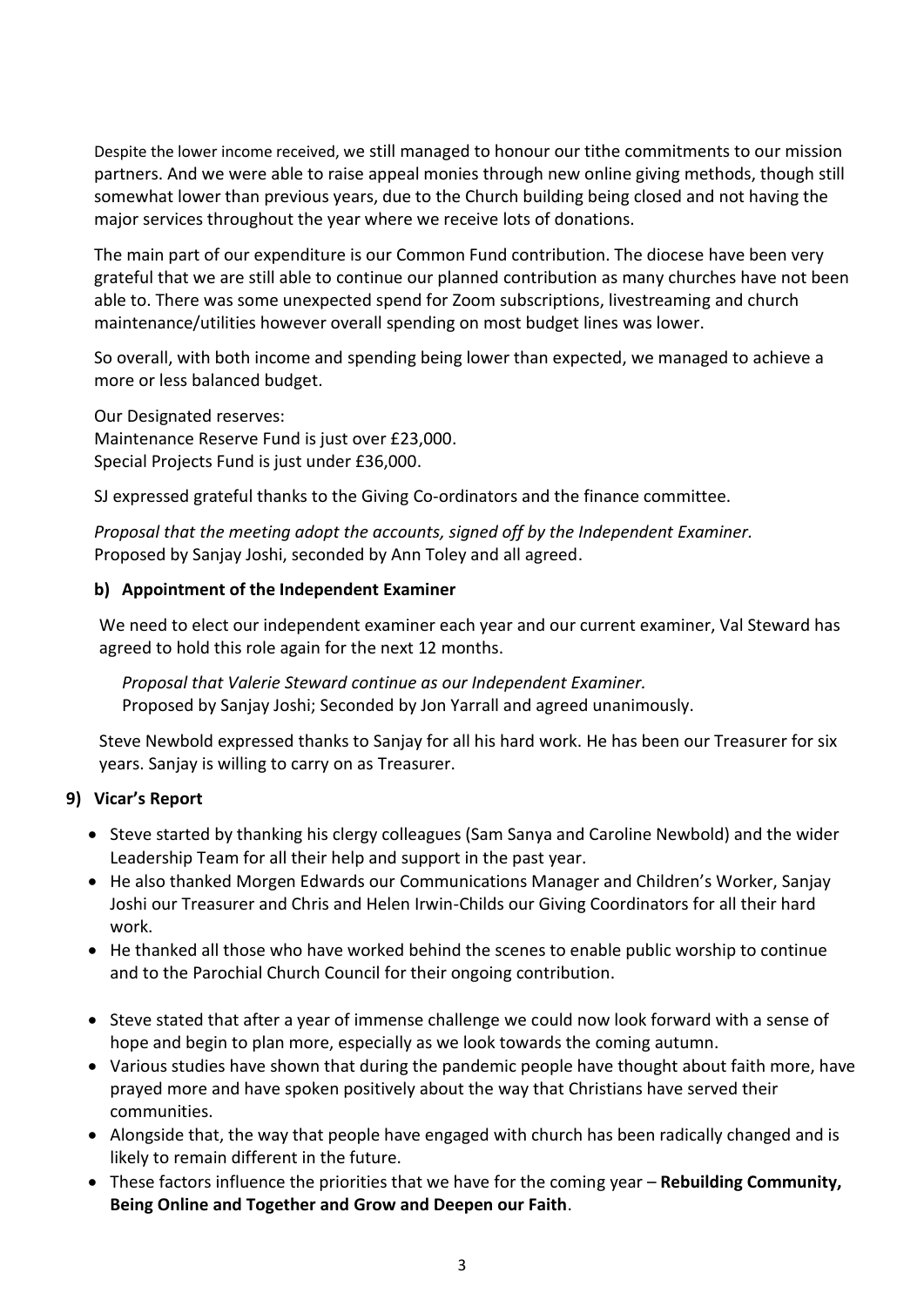Despite the lower income received, we still managed to honour our tithe commitments to our mission partners. And we were able to raise appeal monies through new online giving methods, though still somewhat lower than previous years, due to the Church building being closed and not having the major services throughout the year where we receive lots of donations.

The main part of our expenditure is our Common Fund contribution. The diocese have been very grateful that we are still able to continue our planned contribution as many churches have not been able to. There was some unexpected spend for Zoom subscriptions, livestreaming and church maintenance/utilities however overall spending on most budget lines was lower.

So overall, with both income and spending being lower than expected, we managed to achieve a more or less balanced budget.

Our Designated reserves:
Maintenance Reserve Fund is just over £23,000.
Special Projects Fund is just under £36,000.

SJ expressed grateful thanks to the Giving Co-ordinators and the finance committee.

*Proposal that the meeting adopt the accounts, signed off by the Independent Examiner.*
Proposed by Sanjay Joshi, seconded by Ann Toley and all agreed.

**b) Appointment of the Independent Examiner**

We need to elect our independent examiner each year and our current examiner, Val Steward has agreed to hold this role again for the next 12 months.

*Proposal that Valerie Steward continue as our Independent Examiner.*
Proposed by Sanjay Joshi; Seconded by Jon Yarrall and agreed unanimously.

Steve Newbold expressed thanks to Sanjay for all his hard work. He has been our Treasurer for six years. Sanjay is willing to carry on as Treasurer.

**9) Vicar's Report**

- Steve started by thanking his clergy colleagues (Sam Sanya and Caroline Newbold) and the wider Leadership Team for all their help and support in the past year.
- He also thanked Morgen Edwards our Communications Manager and Children's Worker, Sanjay Joshi our Treasurer and Chris and Helen Irwin-Childs our Giving Coordinators for all their hard work.
- He thanked all those who have worked behind the scenes to enable public worship to continue and to the Parochial Church Council for their ongoing contribution.

- Steve stated that after a year of immense challenge we could now look forward with a sense of hope and begin to plan more, especially as we look towards the coming autumn.
- Various studies have shown that during the pandemic people have thought about faith more, have prayed more and have spoken positively about the way that Christians have served their communities.
- Alongside that, the way that people have engaged with church has been radically changed and is likely to remain different in the future.
- These factors influence the priorities that we have for the coming year – **Rebuilding Community, Being Online and Together and Grow and Deepen our Faith**.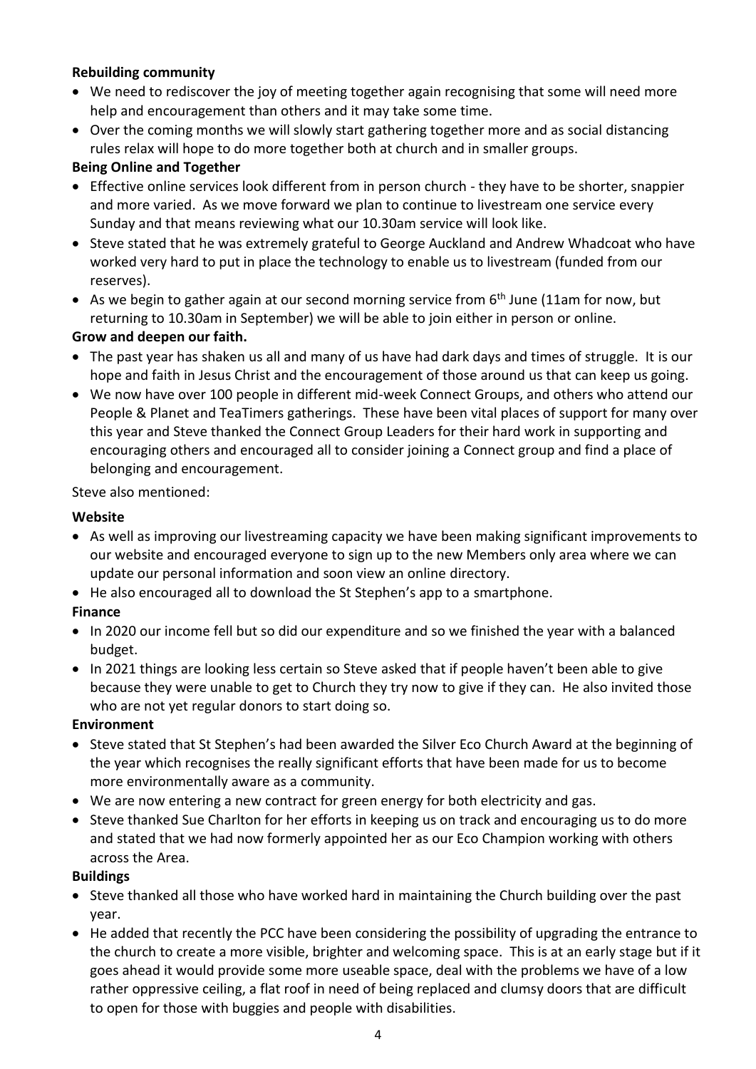**Rebuilding community**

- We need to rediscover the joy of meeting together again recognising that some will need more help and encouragement than others and it may take some time.
- Over the coming months we will slowly start gathering together more and as social distancing rules relax will hope to do more together both at church and in smaller groups.

**Being Online and Together**

- Effective online services look different from in person church - they have to be shorter, snappier and more varied. As we move forward we plan to continue to livestream one service every Sunday and that means reviewing what our 10.30am service will look like.
- Steve stated that he was extremely grateful to George Auckland and Andrew Whadcoat who have worked very hard to put in place the technology to enable us to livestream (funded from our reserves).
- As we begin to gather again at our second morning service from 6th June (11am for now, but returning to 10.30am in September) we will be able to join either in person or online.

**Grow and deepen our faith.**

- The past year has shaken us all and many of us have had dark days and times of struggle. It is our hope and faith in Jesus Christ and the encouragement of those around us that can keep us going.
- We now have over 100 people in different mid-week Connect Groups, and others who attend our People & Planet and TeaTimers gatherings. These have been vital places of support for many over this year and Steve thanked the Connect Group Leaders for their hard work in supporting and encouraging others and encouraged all to consider joining a Connect group and find a place of belonging and encouragement.

Steve also mentioned:

**Website**

- As well as improving our livestreaming capacity we have been making significant improvements to our website and encouraged everyone to sign up to the new Members only area where we can update our personal information and soon view an online directory.
- He also encouraged all to download the St Stephen's app to a smartphone.

**Finance**

- In 2020 our income fell but so did our expenditure and so we finished the year with a balanced budget.
- In 2021 things are looking less certain so Steve asked that if people haven't been able to give because they were unable to get to Church they try now to give if they can. He also invited those who are not yet regular donors to start doing so.

**Environment**

- Steve stated that St Stephen's had been awarded the Silver Eco Church Award at the beginning of the year which recognises the really significant efforts that have been made for us to become more environmentally aware as a community.
- We are now entering a new contract for green energy for both electricity and gas.
- Steve thanked Sue Charlton for her efforts in keeping us on track and encouraging us to do more and stated that we had now formerly appointed her as our Eco Champion working with others across the Area.

**Buildings**

- Steve thanked all those who have worked hard in maintaining the Church building over the past year.
- He added that recently the PCC have been considering the possibility of upgrading the entrance to the church to create a more visible, brighter and welcoming space. This is at an early stage but if it goes ahead it would provide some more useable space, deal with the problems we have of a low rather oppressive ceiling, a flat roof in need of being replaced and clumsy doors that are difficult to open for those with buggies and people with disabilities.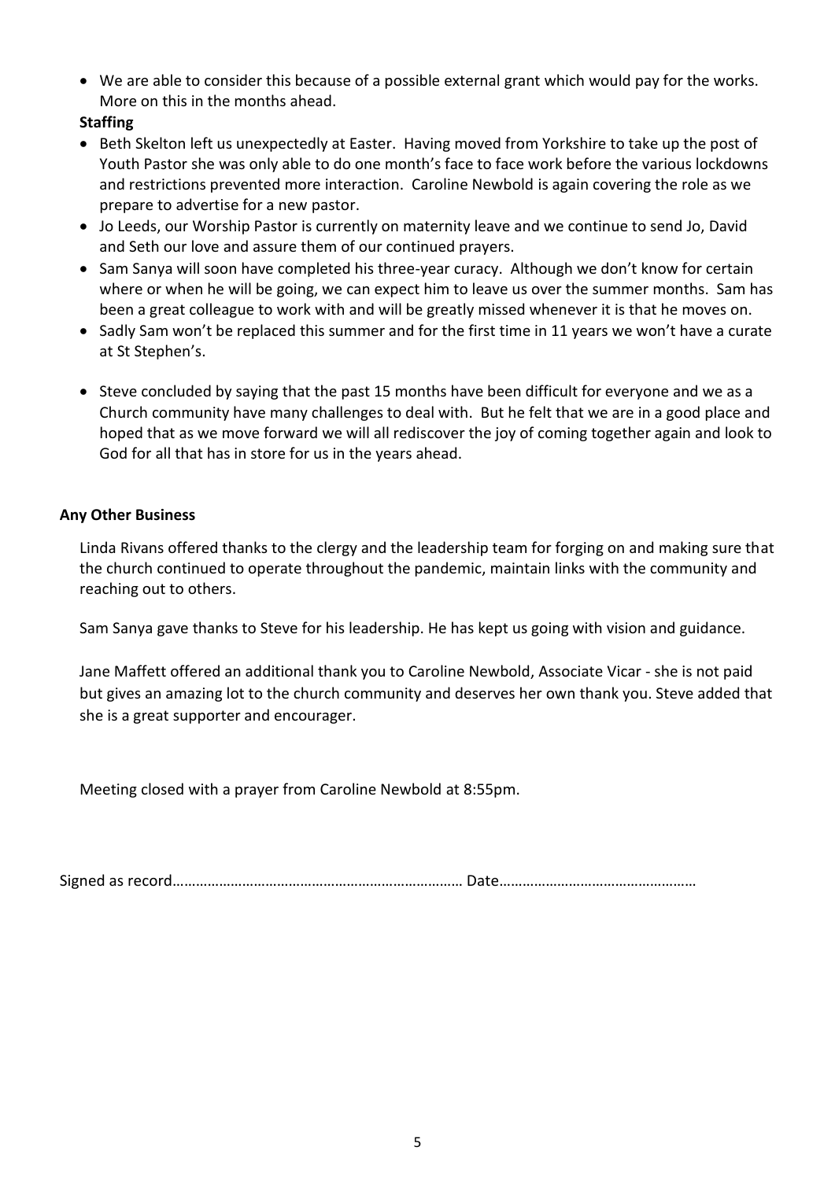- We are able to consider this because of a possible external grant which would pay for the works. More on this in the months ahead.

**Staffing**

- Beth Skelton left us unexpectedly at Easter. Having moved from Yorkshire to take up the post of Youth Pastor she was only able to do one month's face to face work before the various lockdowns and restrictions prevented more interaction. Caroline Newbold is again covering the role as we prepare to advertise for a new pastor.
- Jo Leeds, our Worship Pastor is currently on maternity leave and we continue to send Jo, David and Seth our love and assure them of our continued prayers.
- Sam Sanya will soon have completed his three-year curacy. Although we don't know for certain where or when he will be going, we can expect him to leave us over the summer months. Sam has been a great colleague to work with and will be greatly missed whenever it is that he moves on.
- Sadly Sam won't be replaced this summer and for the first time in 11 years we won't have a curate at St Stephen's.

- Steve concluded by saying that the past 15 months have been difficult for everyone and we as a Church community have many challenges to deal with. But he felt that we are in a good place and hoped that as we move forward we will all rediscover the joy of coming together again and look to God for all that has in store for us in the years ahead.

**Any Other Business**

Linda Rivans offered thanks to the clergy and the leadership team for forging on and making sure that the church continued to operate throughout the pandemic, maintain links with the community and reaching out to others.

Sam Sanya gave thanks to Steve for his leadership. He has kept us going with vision and guidance.

Jane Maffett offered an additional thank you to Caroline Newbold, Associate Vicar - she is not paid but gives an amazing lot to the church community and deserves her own thank you. Steve added that she is a great supporter and encourager.

Meeting closed with a prayer from Caroline Newbold at 8:55pm.

Signed as record………………………………………………………………… Date……………………………………………